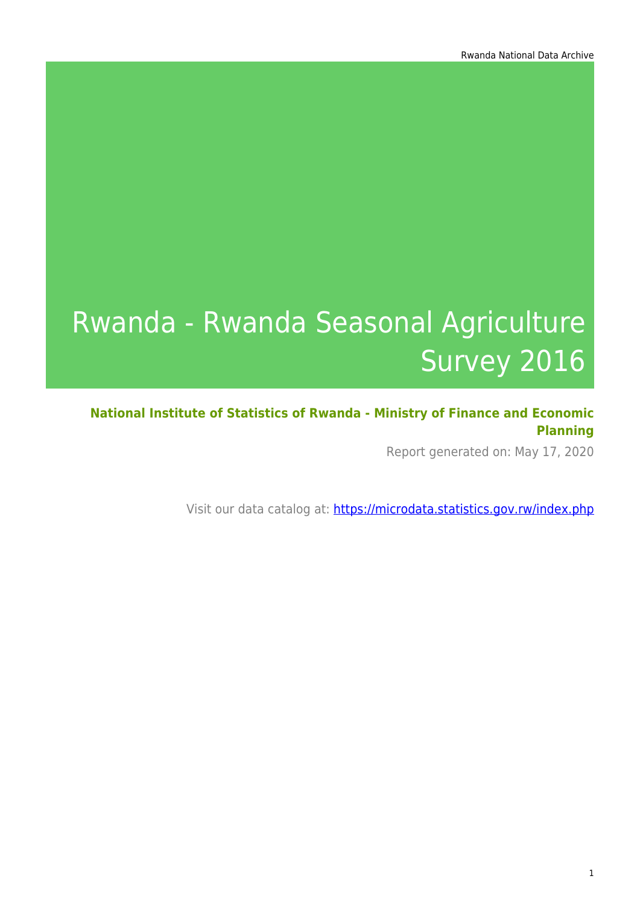# Rwanda - Rwanda Seasonal Agriculture Survey 2016

**National Institute of Statistics of Rwanda - Ministry of Finance and Economic Planning**

Report generated on: May 17, 2020

Visit our data catalog at: [https://microdata.statistics.gov.rw/index.php](https://microdata.statistics.gov.rw/index.php)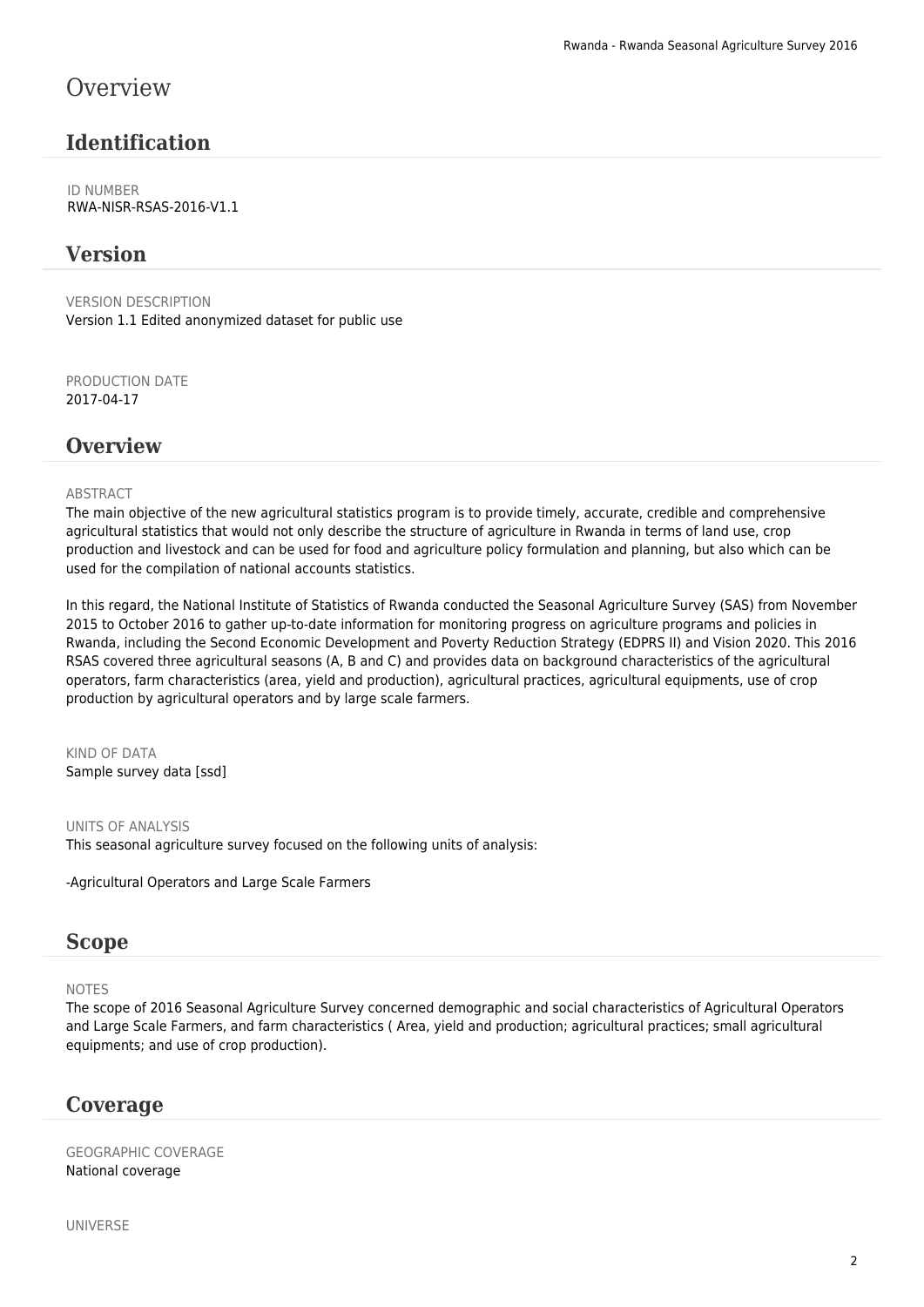# Overview

## Identification

ID NUMBER
RWA-NISR-RSAS-2016-V1.1

## Version

VERSION DESCRIPTION
Version 1.1 Edited anonymized dataset for public use

PRODUCTION DATE
2017-04-17

## Overview

ABSTRACT
The main objective of the new agricultural statistics program is to provide timely, accurate, credible and comprehensive agricultural statistics that would not only describe the structure of agriculture in Rwanda in terms of land use, crop production and livestock and can be used for food and agriculture policy formulation and planning, but also which can be used for the compilation of national accounts statistics.

In this regard, the National Institute of Statistics of Rwanda conducted the Seasonal Agriculture Survey (SAS) from November 2015 to October 2016 to gather up-to-date information for monitoring progress on agriculture programs and policies in Rwanda, including the Second Economic Development and Poverty Reduction Strategy (EDPRS II) and Vision 2020. This 2016 RSAS covered three agricultural seasons (A, B and C) and provides data on background characteristics of the agricultural operators, farm characteristics (area, yield and production), agricultural practices, agricultural equipments, use of crop production by agricultural operators and by large scale farmers.

KIND OF DATA
Sample survey data [ssd]

UNITS OF ANALYSIS
This seasonal agriculture survey focused on the following units of analysis:

-Agricultural Operators and Large Scale Farmers

## Scope

NOTES
The scope of 2016 Seasonal Agriculture Survey concerned demographic and social characteristics of Agricultural Operators and Large Scale Farmers, and farm characteristics ( Area, yield and production; agricultural practices; small agricultural equipments; and use of crop production).

## Coverage

GEOGRAPHIC COVERAGE
National coverage

UNIVERSE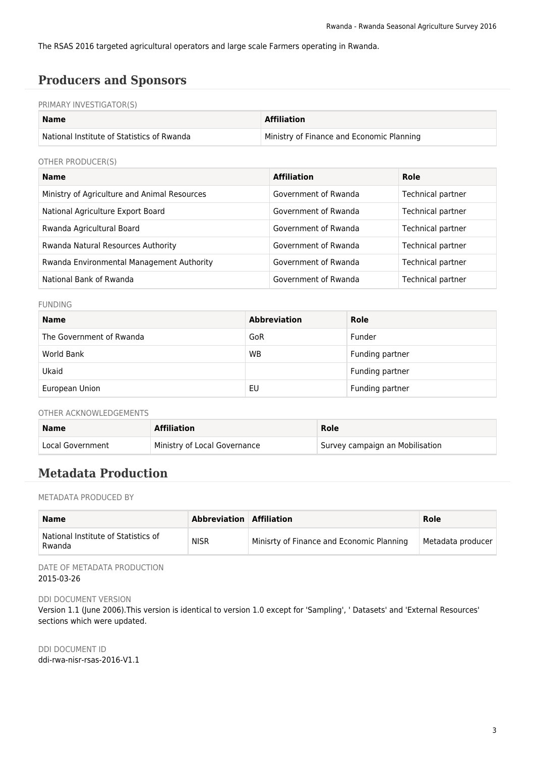The RSAS 2016 targeted agricultural operators and large scale Farmers operating in Rwanda.

## Producers and Sponsors

PRIMARY INVESTIGATOR(S)

| Name | Affiliation |
| --- | --- |
| National Institute of Statistics of Rwanda | Ministry of Finance and Economic Planning |

OTHER PRODUCER(S)

| Name | Affiliation | Role |
| --- | --- | --- |
| Ministry of Agriculture and Animal Resources | Government of Rwanda | Technical partner |
| National Agriculture Export Board | Government of Rwanda | Technical partner |
| Rwanda Agricultural Board | Government of Rwanda | Technical partner |
| Rwanda Natural Resources Authority | Government of Rwanda | Technical partner |
| Rwanda Environmental Management Authority | Government of Rwanda | Technical partner |
| National Bank of Rwanda | Government of Rwanda | Technical partner |

FUNDING

| Name | Abbreviation | Role |
| --- | --- | --- |
| The Government of Rwanda | GoR | Funder |
| World Bank | WB | Funding partner |
| Ukaid | | Funding partner |
| European Union | EU | Funding partner |

OTHER ACKNOWLEDGEMENTS

| Name | Affiliation | Role |
| --- | --- | --- |
| Local Government | Ministry of Local Governance | Survey campaign an Mobilisation |

## Metadata Production

METADATA PRODUCED BY

| Name | Abbreviation | Affiliation | Role |
| --- | --- | --- | --- |
| National Institute of Statistics of Rwanda | NISR | Minisrty of Finance and Economic Planning | Metadata producer |

DATE OF METADATA PRODUCTION
2015-03-26

DDI DOCUMENT VERSION
Version 1.1 (June 2006).This version is identical to version 1.0 except for 'Sampling', ' Datasets' and 'External Resources' sections which were updated.

DDI DOCUMENT ID
ddi-rwa-nisr-rsas-2016-V1.1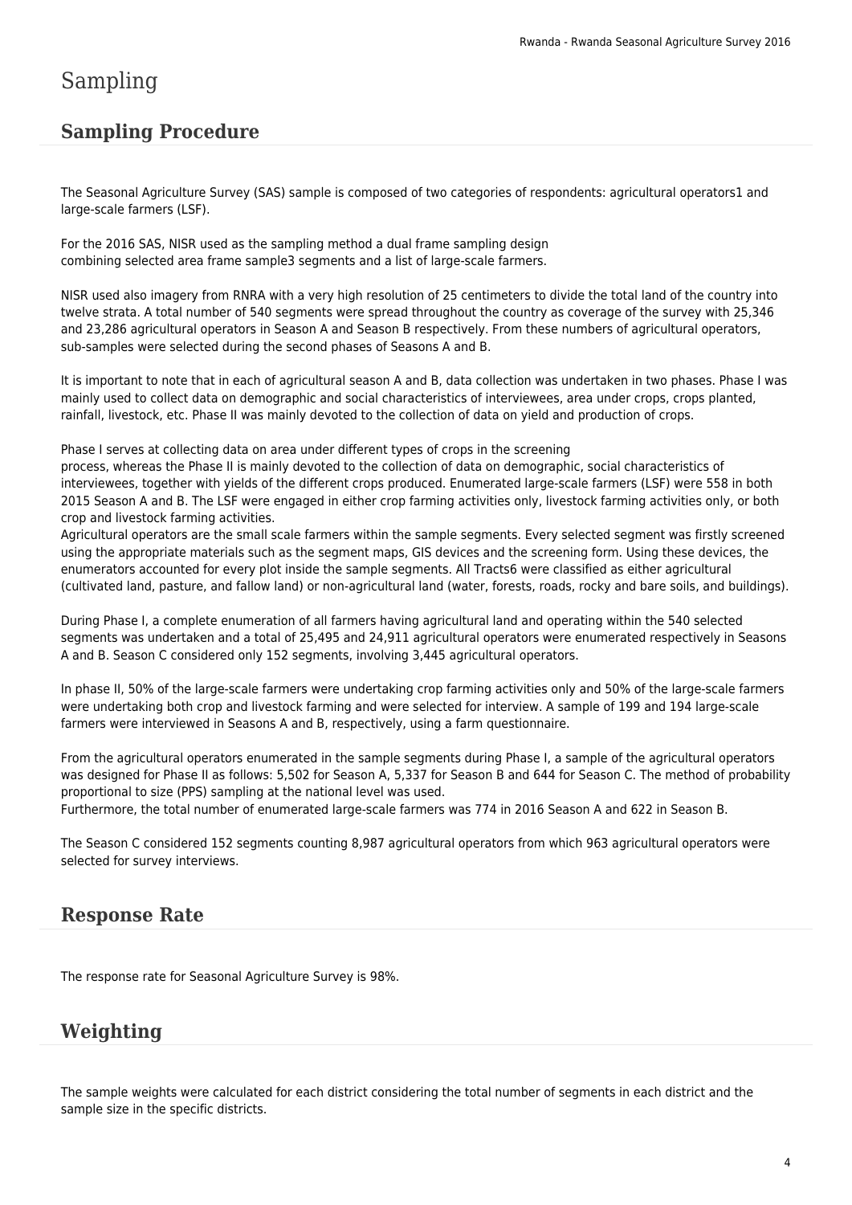# Sampling

## Sampling Procedure

The Seasonal Agriculture Survey (SAS) sample is composed of two categories of respondents: agricultural operators1 and large-scale farmers (LSF).

For the 2016 SAS, NISR used as the sampling method a dual frame sampling design combining selected area frame sample3 segments and a list of large-scale farmers.

NISR used also imagery from RNRA with a very high resolution of 25 centimeters to divide the total land of the country into twelve strata. A total number of 540 segments were spread throughout the country as coverage of the survey with 25,346 and 23,286 agricultural operators in Season A and Season B respectively. From these numbers of agricultural operators, sub-samples were selected during the second phases of Seasons A and B.

It is important to note that in each of agricultural season A and B, data collection was undertaken in two phases. Phase I was mainly used to collect data on demographic and social characteristics of interviewees, area under crops, crops planted, rainfall, livestock, etc. Phase II was mainly devoted to the collection of data on yield and production of crops.

Phase I serves at collecting data on area under different types of crops in the screening process, whereas the Phase II is mainly devoted to the collection of data on demographic, social characteristics of interviewees, together with yields of the different crops produced. Enumerated large-scale farmers (LSF) were 558 in both 2015 Season A and B. The LSF were engaged in either crop farming activities only, livestock farming activities only, or both crop and livestock farming activities.
Agricultural operators are the small scale farmers within the sample segments. Every selected segment was firstly screened using the appropriate materials such as the segment maps, GIS devices and the screening form. Using these devices, the enumerators accounted for every plot inside the sample segments. All Tracts6 were classified as either agricultural (cultivated land, pasture, and fallow land) or non-agricultural land (water, forests, roads, rocky and bare soils, and buildings).

During Phase I, a complete enumeration of all farmers having agricultural land and operating within the 540 selected segments was undertaken and a total of 25,495 and 24,911 agricultural operators were enumerated respectively in Seasons A and B. Season C considered only 152 segments, involving 3,445 agricultural operators.

In phase II, 50% of the large-scale farmers were undertaking crop farming activities only and 50% of the large-scale farmers were undertaking both crop and livestock farming and were selected for interview. A sample of 199 and 194 large-scale farmers were interviewed in Seasons A and B, respectively, using a farm questionnaire.

From the agricultural operators enumerated in the sample segments during Phase I, a sample of the agricultural operators was designed for Phase II as follows: 5,502 for Season A, 5,337 for Season B and 644 for Season C. The method of probability proportional to size (PPS) sampling at the national level was used.
Furthermore, the total number of enumerated large-scale farmers was 774 in 2016 Season A and 622 in Season B.

The Season C considered 152 segments counting 8,987 agricultural operators from which 963 agricultural operators were selected for survey interviews.

## Response Rate

The response rate for Seasonal Agriculture Survey is 98%.

## Weighting

The sample weights were calculated for each district considering the total number of segments in each district and the sample size in the specific districts.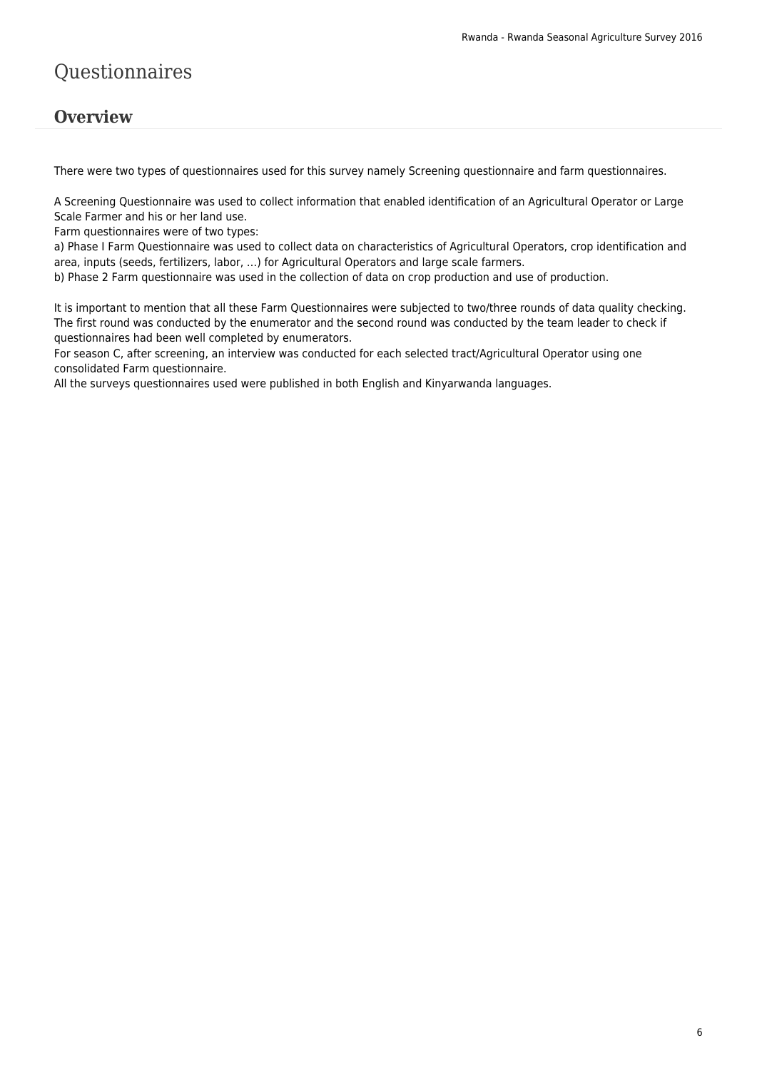# Questionnaires

## Overview

There were two types of questionnaires used for this survey namely Screening questionnaire and farm questionnaires.

A Screening Questionnaire was used to collect information that enabled identification of an Agricultural Operator or Large Scale Farmer and his or her land use.
Farm questionnaires were of two types:
a) Phase I Farm Questionnaire was used to collect data on characteristics of Agricultural Operators, crop identification and area, inputs (seeds, fertilizers, labor, ...) for Agricultural Operators and large scale farmers.
b) Phase 2 Farm questionnaire was used in the collection of data on crop production and use of production.

It is important to mention that all these Farm Questionnaires were subjected to two/three rounds of data quality checking. The first round was conducted by the enumerator and the second round was conducted by the team leader to check if questionnaires had been well completed by enumerators.
For season C, after screening, an interview was conducted for each selected tract/Agricultural Operator using one consolidated Farm questionnaire.
All the surveys questionnaires used were published in both English and Kinyarwanda languages.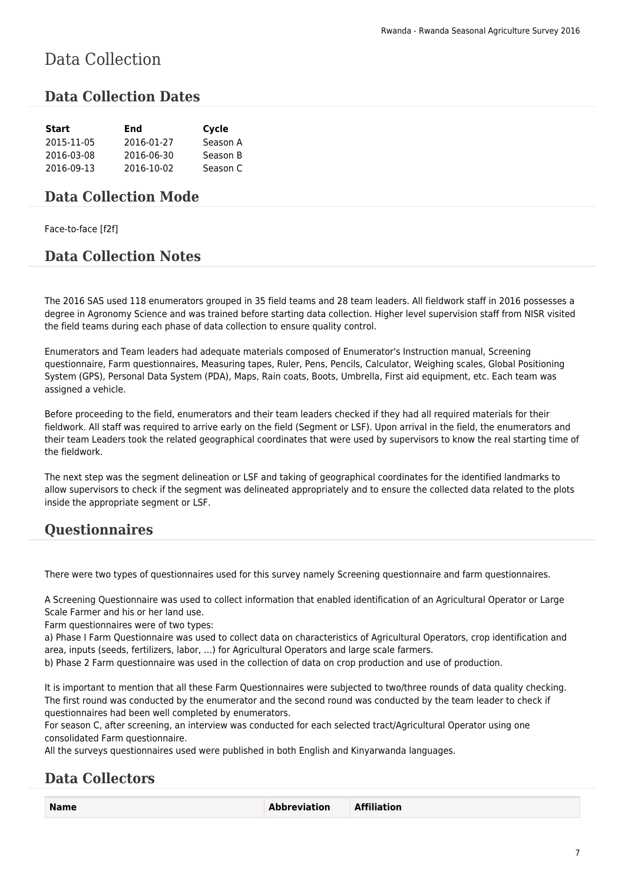# Data Collection

## Data Collection Dates

| Start | End | Cycle |
|---|---|---|
| 2015-11-05 | 2016-01-27 | Season A |
| 2016-03-08 | 2016-06-30 | Season B |
| 2016-09-13 | 2016-10-02 | Season C |

## Data Collection Mode

Face-to-face [f2f]

## Data Collection Notes

The 2016 SAS used 118 enumerators grouped in 35 field teams and 28 team leaders. All fieldwork staff in 2016 possesses a degree in Agronomy Science and was trained before starting data collection. Higher level supervision staff from NISR visited the field teams during each phase of data collection to ensure quality control.

Enumerators and Team leaders had adequate materials composed of Enumerator's Instruction manual, Screening questionnaire, Farm questionnaires, Measuring tapes, Ruler, Pens, Pencils, Calculator, Weighing scales, Global Positioning System (GPS), Personal Data System (PDA), Maps, Rain coats, Boots, Umbrella, First aid equipment, etc. Each team was assigned a vehicle.

Before proceeding to the field, enumerators and their team leaders checked if they had all required materials for their fieldwork. All staff was required to arrive early on the field (Segment or LSF). Upon arrival in the field, the enumerators and their team Leaders took the related geographical coordinates that were used by supervisors to know the real starting time of the fieldwork.

The next step was the segment delineation or LSF and taking of geographical coordinates for the identified landmarks to allow supervisors to check if the segment was delineated appropriately and to ensure the collected data related to the plots inside the appropriate segment or LSF.

## Questionnaires

There were two types of questionnaires used for this survey namely Screening questionnaire and farm questionnaires.

A Screening Questionnaire was used to collect information that enabled identification of an Agricultural Operator or Large Scale Farmer and his or her land use.
Farm questionnaires were of two types:
a) Phase I Farm Questionnaire was used to collect data on characteristics of Agricultural Operators, crop identification and area, inputs (seeds, fertilizers, labor, ...) for Agricultural Operators and large scale farmers.
b) Phase 2 Farm questionnaire was used in the collection of data on crop production and use of production.

It is important to mention that all these Farm Questionnaires were subjected to two/three rounds of data quality checking. The first round was conducted by the enumerator and the second round was conducted by the team leader to check if questionnaires had been well completed by enumerators.
For season C, after screening, an interview was conducted for each selected tract/Agricultural Operator using one consolidated Farm questionnaire.
All the surveys questionnaires used were published in both English and Kinyarwanda languages.

## Data Collectors

| Name | Abbreviation | Affiliation |
|---|---|---|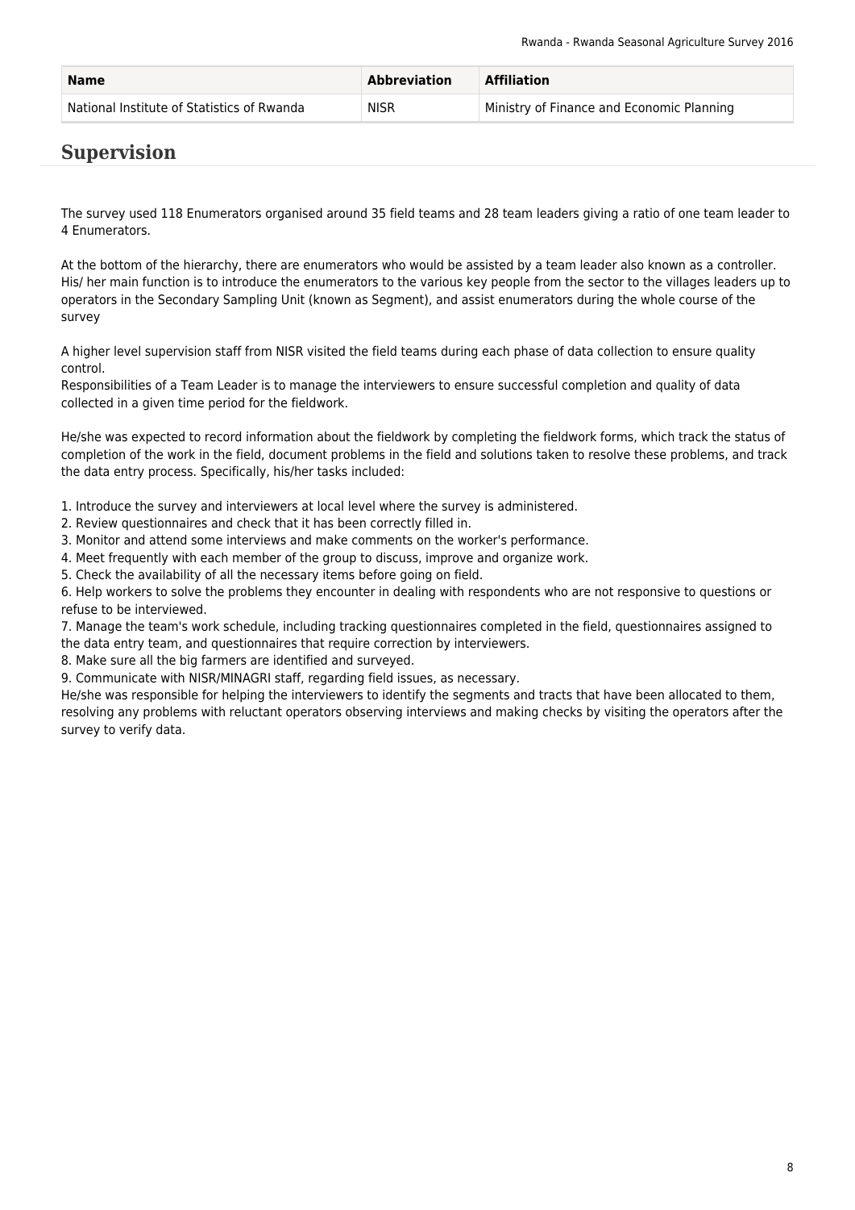| Name | Abbreviation | Affiliation |
|---|---|---|
| National Institute of Statistics of Rwanda | NISR | Ministry of Finance and Economic Planning |

## Supervision

The survey used 118 Enumerators organised around 35 field teams and 28 team leaders giving a ratio of one team leader to 4 Enumerators.

At the bottom of the hierarchy, there are enumerators who would be assisted by a team leader also known as a controller. His/ her main function is to introduce the enumerators to the various key people from the sector to the villages leaders up to operators in the Secondary Sampling Unit (known as Segment), and assist enumerators during the whole course of the survey

A higher level supervision staff from NISR visited the field teams during each phase of data collection to ensure quality control.
Responsibilities of a Team Leader is to manage the interviewers to ensure successful completion and quality of data collected in a given time period for the fieldwork.

He/she was expected to record information about the fieldwork by completing the fieldwork forms, which track the status of completion of the work in the field, document problems in the field and solutions taken to resolve these problems, and track the data entry process. Specifically, his/her tasks included:

1. Introduce the survey and interviewers at local level where the survey is administered.
2. Review questionnaires and check that it has been correctly filled in.
3. Monitor and attend some interviews and make comments on the worker's performance.
4. Meet frequently with each member of the group to discuss, improve and organize work.
5. Check the availability of all the necessary items before going on field.
6. Help workers to solve the problems they encounter in dealing with respondents who are not responsive to questions or refuse to be interviewed.
7. Manage the team's work schedule, including tracking questionnaires completed in the field, questionnaires assigned to the data entry team, and questionnaires that require correction by interviewers.
8. Make sure all the big farmers are identified and surveyed.
9. Communicate with NISR/MINAGRI staff, regarding field issues, as necessary.

He/she was responsible for helping the interviewers to identify the segments and tracts that have been allocated to them, resolving any problems with reluctant operators observing interviews and making checks by visiting the operators after the survey to verify data.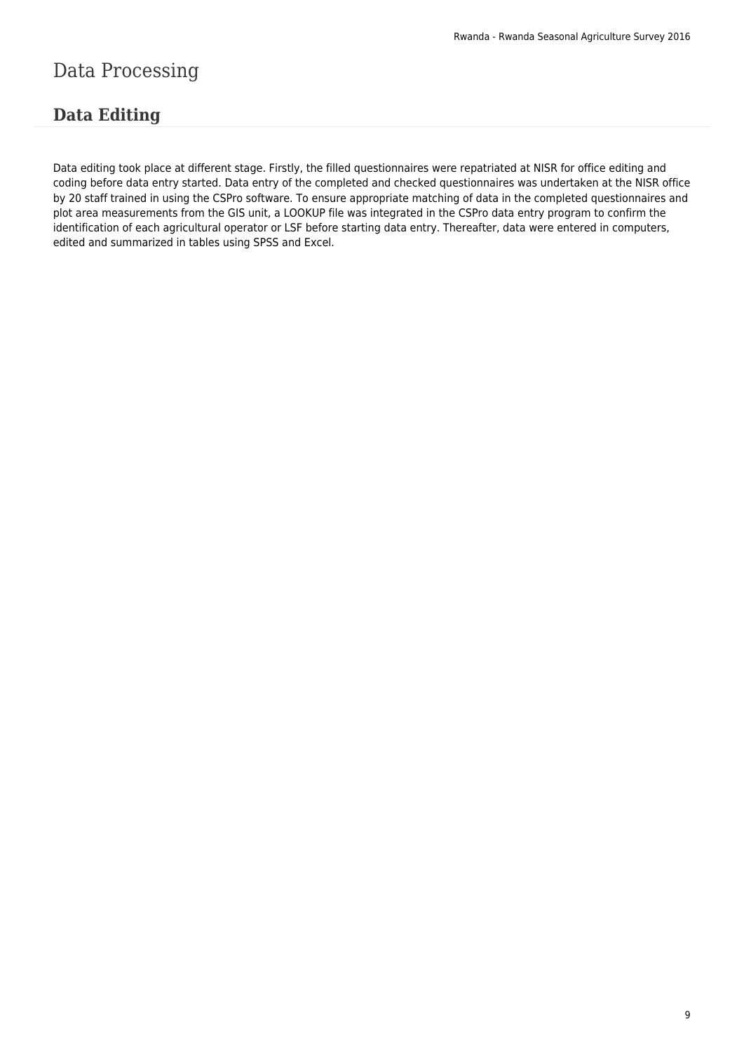# Data Processing

## Data Editing

Data editing took place at different stage. Firstly, the filled questionnaires were repatriated at NISR for office editing and coding before data entry started. Data entry of the completed and checked questionnaires was undertaken at the NISR office by 20 staff trained in using the CSPro software. To ensure appropriate matching of data in the completed questionnaires and plot area measurements from the GIS unit, a LOOKUP file was integrated in the CSPro data entry program to confirm the identification of each agricultural operator or LSF before starting data entry. Thereafter, data were entered in computers, edited and summarized in tables using SPSS and Excel.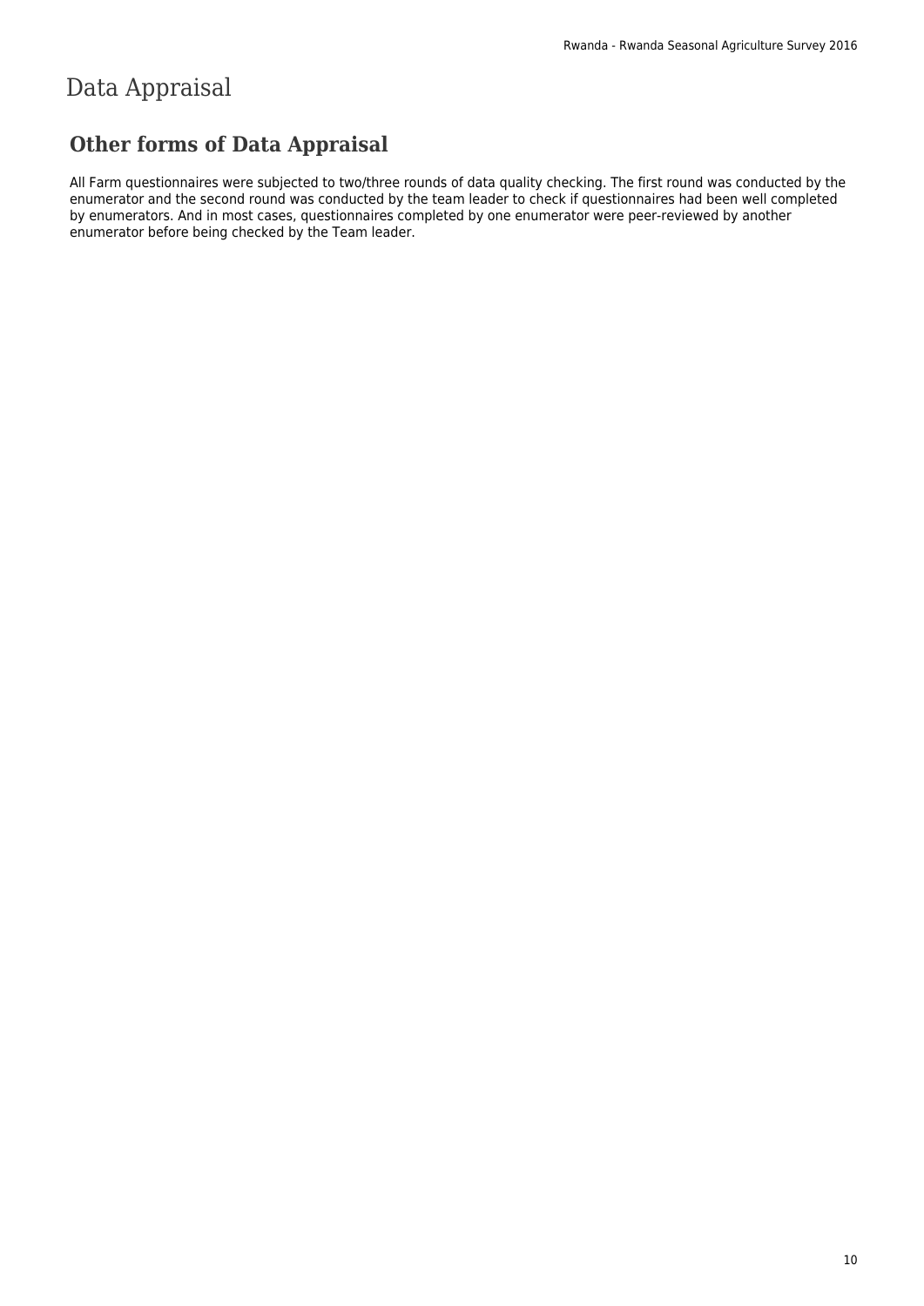# Data Appraisal

## Other forms of Data Appraisal

All Farm questionnaires were subjected to two/three rounds of data quality checking. The first round was conducted by the enumerator and the second round was conducted by the team leader to check if questionnaires had been well completed by enumerators. And in most cases, questionnaires completed by one enumerator were peer-reviewed by another enumerator before being checked by the Team leader.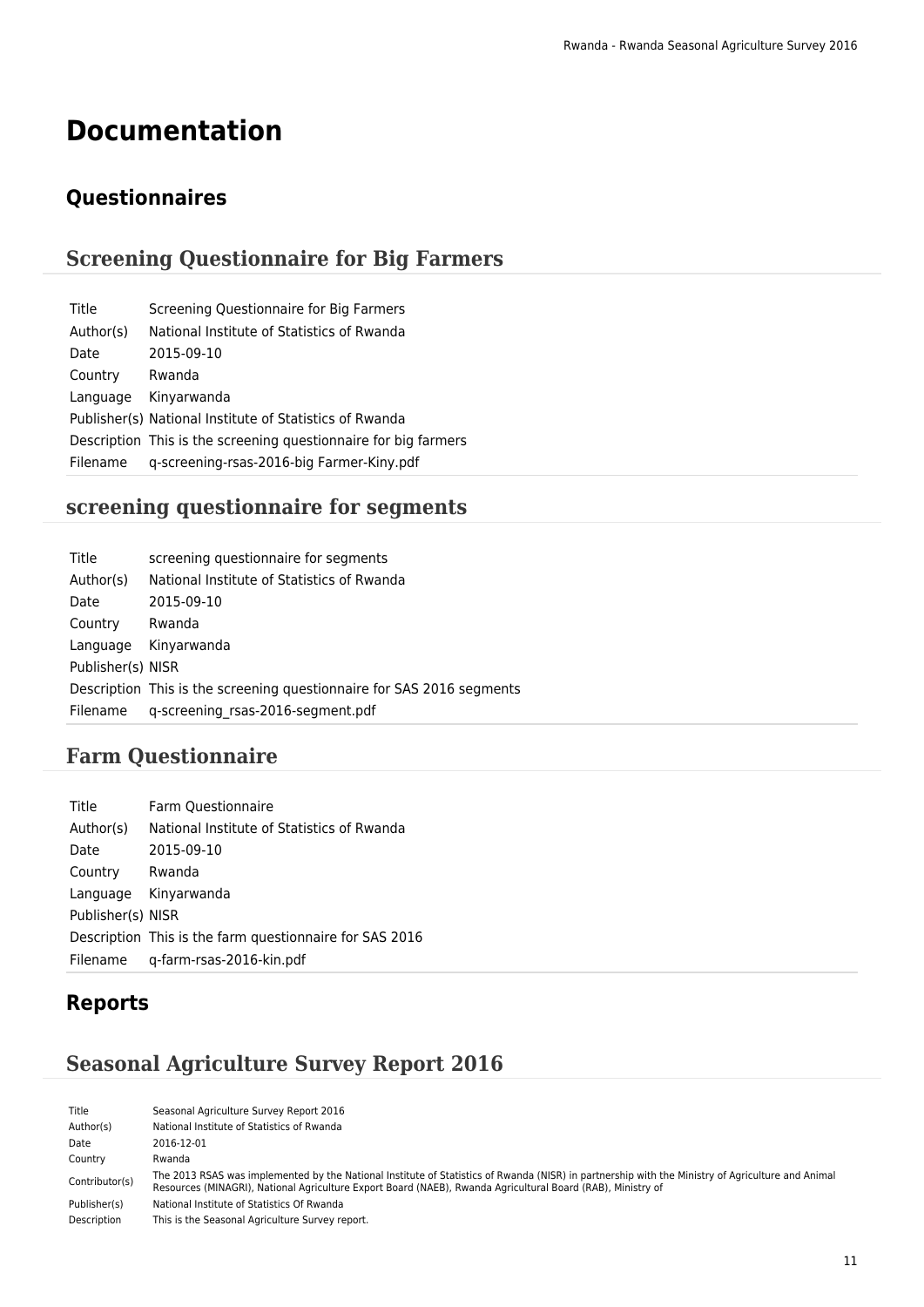# Documentation

## Questionnaires

### Screening Questionnaire for Big Farmers

| | |
|---|---|
| Title | Screening Questionnaire for Big Farmers |
| Author(s) | National Institute of Statistics of Rwanda |
| Date | 2015-09-10 |
| Country | Rwanda |
| Language | Kinyarwanda |
| Publisher(s) | National Institute of Statistics of Rwanda |
| Description | This is the screening questionnaire for big farmers |
| Filename | q-screening-rsas-2016-big Farmer-Kiny.pdf |

### screening questionnaire for segments

| | |
|---|---|
| Title | screening questionnaire for segments |
| Author(s) | National Institute of Statistics of Rwanda |
| Date | 2015-09-10 |
| Country | Rwanda |
| Language | Kinyarwanda |
| Publisher(s) | NISR |
| Description | This is the screening questionnaire for SAS 2016 segments |
| Filename | q-screening_rsas-2016-segment.pdf |

### Farm Questionnaire

| | |
|---|---|
| Title | Farm Questionnaire |
| Author(s) | National Institute of Statistics of Rwanda |
| Date | 2015-09-10 |
| Country | Rwanda |
| Language | Kinyarwanda |
| Publisher(s) | NISR |
| Description | This is the farm questionnaire for SAS 2016 |
| Filename | q-farm-rsas-2016-kin.pdf |

## Reports

### Seasonal Agriculture Survey Report 2016

| | |
|---|---|
| Title | Seasonal Agriculture Survey Report 2016 |
| Author(s) | National Institute of Statistics of Rwanda |
| Date | 2016-12-01 |
| Country | Rwanda |
| Contributor(s) | The 2013 RSAS was implemented by the National Institute of Statistics of Rwanda (NISR) in partnership with the Ministry of Agriculture and Animal Resources (MINAGRI), National Agriculture Export Board (NAEB), Rwanda Agricultural Board (RAB), Ministry of |
| Publisher(s) | National Institute of Statistics Of Rwanda |
| Description | This is the Seasonal Agriculture Survey report. |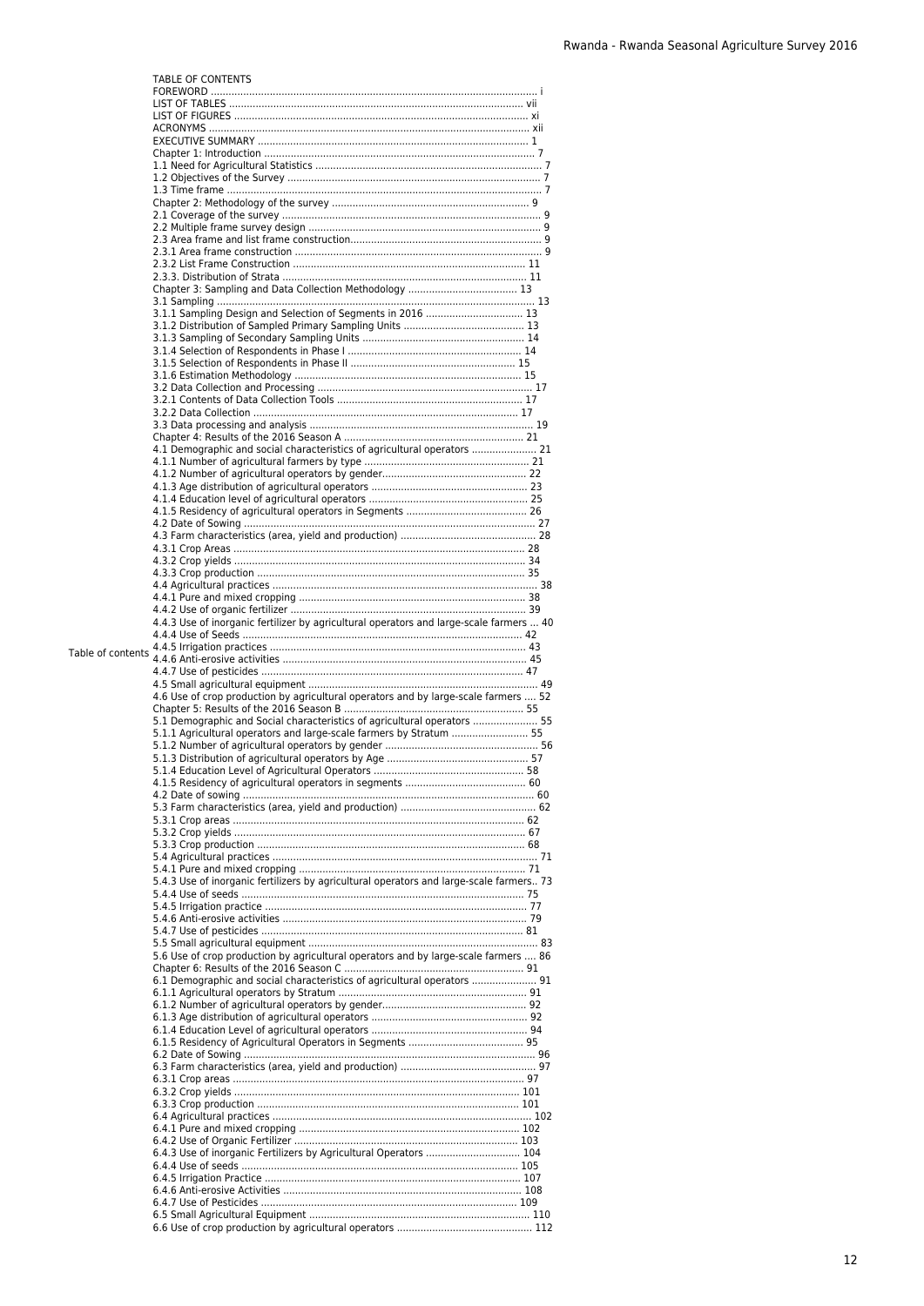TABLE OF CONTENTS

FOREWORD ............................................................................................................ i
LIST OF TABLES .................................................................................................. vii
LIST OF FIGURES .................................................................................................. xi
ACRONYMS ............................................................................................................ xii
EXECUTIVE SUMMARY ........................................................................................... 1
Chapter 1: Introduction ........................................................................................... 7
1.1 Need for Agricultural Statistics ............................................................................ 7
1.2 Objectives of the Survey ..................................................................................... 7
1.3 Time frame ......................................................................................................... 7
Chapter 2: Methodology of the survey ..................................................................... 9
2.1 Coverage of the survey ....................................................................................... 9
2.2 Multiple frame survey design .............................................................................. 9
2.3 Area frame and list frame construction................................................................. 9
2.3.1 Area frame construction ................................................................................... 9
2.3.2 List Frame Construction .................................................................................. 11
2.3.3. Distribution of Strata ...................................................................................... 11
Chapter 3: Sampling and Data Collection Methodology ........................................... 13
3.1 Sampling ........................................................................................................... 13
3.1.1 Sampling Design and Selection of Segments in 2016 ....................................... 13
3.1.2 Distribution of Sampled Primary Sampling Units .............................................. 13
3.1.3 Sampling of Secondary Sampling Units ............................................................ 14
3.1.4 Selection of Respondents in Phase I ................................................................ 14
3.1.5 Selection of Respondents in Phase II ............................................................... 15
3.1.6 Estimation Methodology .................................................................................. 15
3.2 Data Collection and Processing ........................................................................... 17
3.2.1 Contents of Data Collection Tools .................................................................... 17
3.2.2 Data Collection ............................................................................................... 17
3.3 Data processing and analysis .............................................................................. 19
Chapter 4: Results of the 2016 Season A ................................................................. 21
4.1 Demographic and social characteristics of agricultural operators ......................... 21
4.1.1 Number of agricultural farmers by type ........................................................... 21
4.1.2 Number of agricultural operators by gender...................................................... 22
4.1.3 Age distribution of agricultural operators ......................................................... 23
4.1.4 Education level of agricultural operators .......................................................... 25
4.1.5 Residency of agricultural operators in Segments .............................................. 26
4.2 Date of Sowing ................................................................................................... 27
4.3 Farm characteristics (area, yield and production) ................................................. 28
4.3.1 Crop Areas ..................................................................................................... 28
4.3.2 Crop yields ..................................................................................................... 34
4.3.3 Crop production .............................................................................................. 35
4.4 Agricultural practices .......................................................................................... 38
4.4.1 Pure and mixed cropping ................................................................................. 38
4.4.2 Use of organic fertilizer ................................................................................... 39
4.4.3 Use of inorganic fertilizer by agricultural operators and large-scale farmers ... 40
4.4.4 Use of Seeds .................................................................................................. 42
4.4.5 Irrigation practices .......................................................................................... 43
4.4.6 Anti-erosive activities ...................................................................................... 45
4.4.7 Use of pesticides ............................................................................................. 47
4.5 Small agricultural equipment ............................................................................... 49
4.6 Use of crop production by agricultural operators and by large-scale farmers .... 52
Chapter 5: Results of the 2016 Season B ................................................................. 55
5.1 Demographic and Social characteristics of agricultural operators ....................... 55
5.1.1 Agricultural operators and large-scale farmers by Stratum ............................... 55
5.1.2 Number of agricultural operators by gender ..................................................... 56
5.1.3 Distribution of agricultural operators by Age .................................................... 57
5.1.4 Education Level of Agricultural Operators ........................................................ 58
4.1.5 Residency of agricultural operators in segments ............................................... 60
4.2 Date of sowing .................................................................................................... 60
5.3 Farm characteristics (area, yield and production) ................................................. 62
5.3.1 Crop areas ...................................................................................................... 62
5.3.2 Crop yields ..................................................................................................... 67
5.3.3 Crop production .............................................................................................. 68
5.4 Agricultural practices .......................................................................................... 71
5.4.1 Pure and mixed cropping ................................................................................. 71
5.4.3 Use of inorganic fertilizers by agricultural operators and large-scale farmers.. 73
5.4.4 Use of seeds ................................................................................................... 75
5.4.5 Irrigation practice ........................................................................................... 77
5.4.6 Anti-erosive activities ...................................................................................... 79
5.4.7 Use of pesticides ............................................................................................. 81
5.5 Small agricultural equipment ............................................................................... 83
5.6 Use of crop production by agricultural operators and by large-scale farmers .... 86
Chapter 6: Results of the 2016 Season C ................................................................. 91
6.1 Demographic and social characteristics of agricultural operators ....................... 91
6.1.1 Agricultural operators by Stratum ................................................................... 91
6.1.2 Number of agricultural operators by gender...................................................... 92
6.1.3 Age distribution of agricultural operators ......................................................... 92
6.1.4 Education Level of agricultural operators ......................................................... 94
6.1.5 Residency of Agricultural Operators in Segments ............................................. 95
6.2 Date of Sowing ................................................................................................... 96
6.3 Farm characteristics (area, yield and production) ................................................. 97
6.3.1 Crop areas ...................................................................................................... 97
6.3.2 Crop yields ..................................................................................................... 101
6.3.3 Crop production .............................................................................................. 101
6.4 Agricultural practices .......................................................................................... 102
6.4.1 Pure and mixed cropping ................................................................................. 102
6.4.2 Use of Organic Fertilizer .................................................................................. 103
6.4.3 Use of inorganic Fertilizers by Agricultural Operators ...................................... 104
6.4.4 Use of seeds ................................................................................................... 105
6.4.5 Irrigation Practice ........................................................................................... 107
6.4.6 Anti-erosive Activities ..................................................................................... 108
6.4.7 Use of Pesticides ............................................................................................. 109
6.5 Small Agricultural Equipment .............................................................................. 110
6.6 Use of crop production by agricultural operators ................................................. 112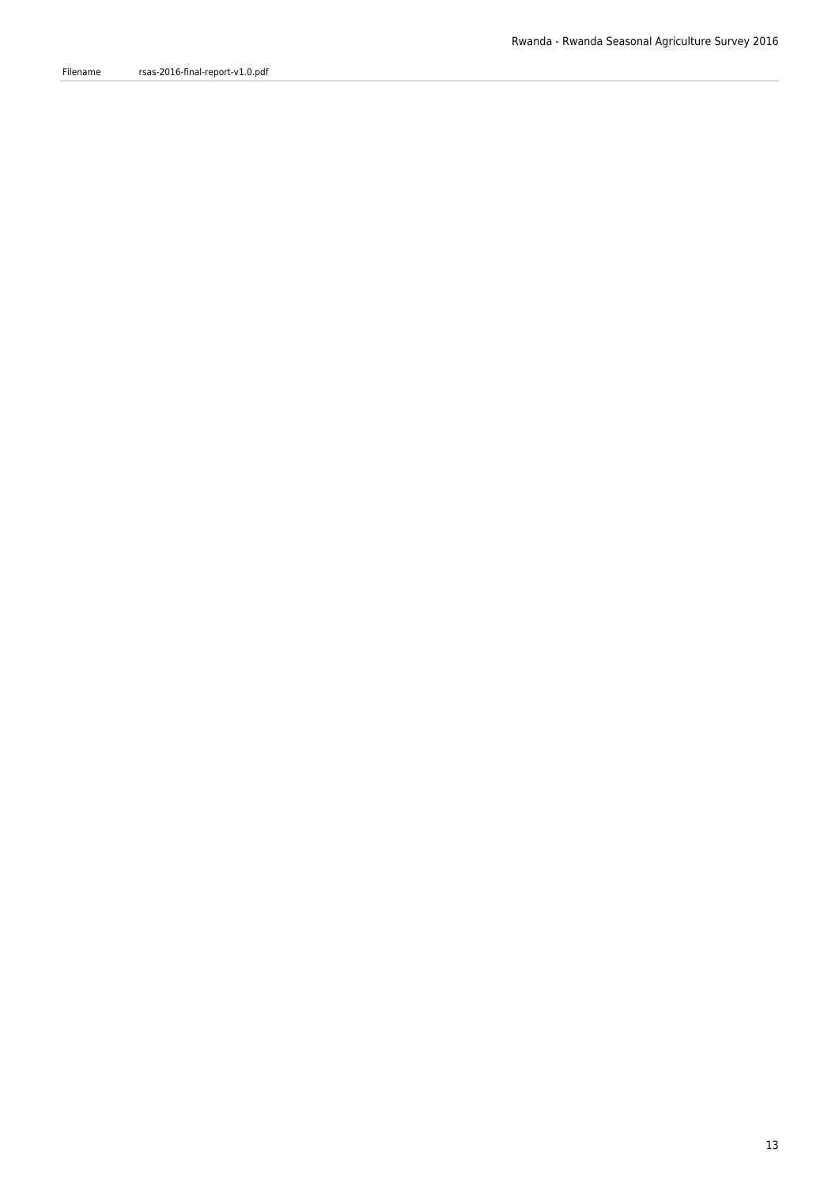| | |
|---|---|
| Filename | rsas-2016-final-report-v1.0.pdf |